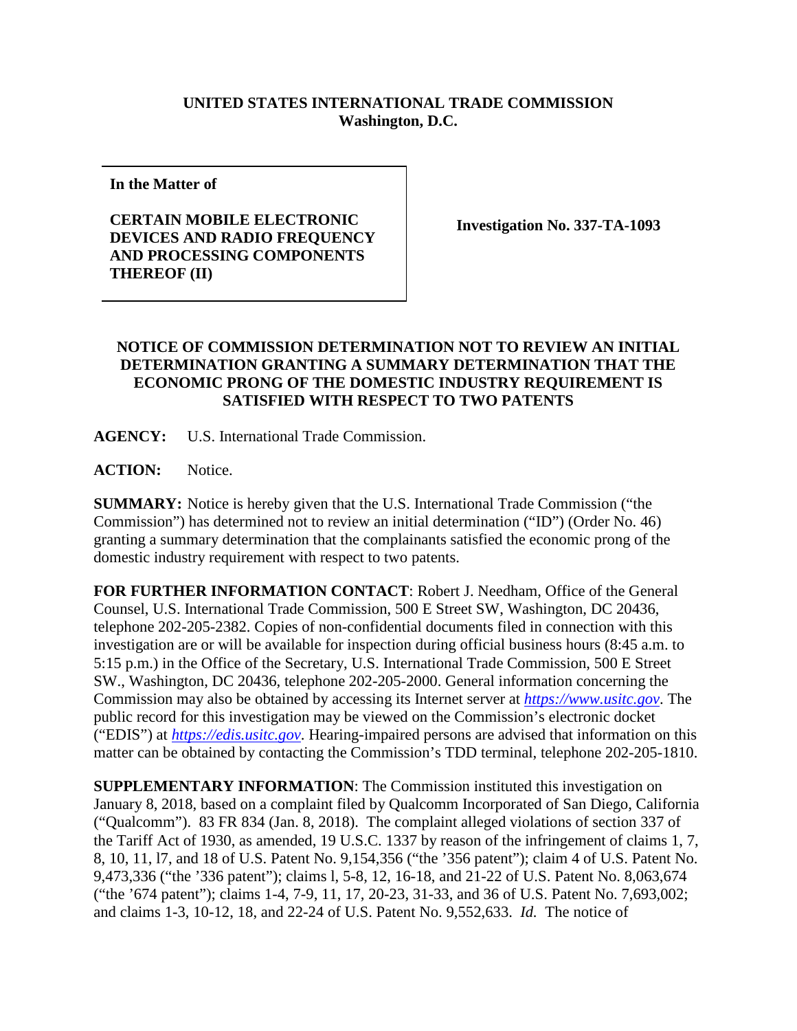**UNITED STATES INTERNATIONAL TRADE COMMISSION**
**Washington, D.C.**

| **In the Matter of**<br><br>**CERTAIN MOBILE ELECTRONIC DEVICES AND RADIO FREQUENCY AND PROCESSING COMPONENTS THEREOF (II)** | **Investigation No. 337-TA-1093** |
|---|---|

**NOTICE OF COMMISSION DETERMINATION NOT TO REVIEW AN INITIAL DETERMINATION GRANTING A SUMMARY DETERMINATION THAT THE ECONOMIC PRONG OF THE DOMESTIC INDUSTRY REQUIREMENT IS SATISFIED WITH RESPECT TO TWO PATENTS**

**AGENCY:** U.S. International Trade Commission.

**ACTION:** Notice.

**SUMMARY:** Notice is hereby given that the U.S. International Trade Commission ("the Commission") has determined not to review an initial determination ("ID") (Order No. 46) granting a summary determination that the complainants satisfied the economic prong of the domestic industry requirement with respect to two patents.

**FOR FURTHER INFORMATION CONTACT**: Robert J. Needham, Office of the General Counsel, U.S. International Trade Commission, 500 E Street SW, Washington, DC 20436, telephone 202-205-2382. Copies of non-confidential documents filed in connection with this investigation are or will be available for inspection during official business hours (8:45 a.m. to 5:15 p.m.) in the Office of the Secretary, U.S. International Trade Commission, 500 E Street SW., Washington, DC 20436, telephone 202-205-2000. General information concerning the Commission may also be obtained by accessing its Internet server at *https://www.usitc.gov*. The public record for this investigation may be viewed on the Commission's electronic docket ("EDIS") at *https://edis.usitc.gov*. Hearing-impaired persons are advised that information on this matter can be obtained by contacting the Commission's TDD terminal, telephone 202-205-1810.

**SUPPLEMENTARY INFORMATION**: The Commission instituted this investigation on January 8, 2018, based on a complaint filed by Qualcomm Incorporated of San Diego, California ("Qualcomm"). 83 FR 834 (Jan. 8, 2018). The complaint alleged violations of section 337 of the Tariff Act of 1930, as amended, 19 U.S.C. 1337 by reason of the infringement of claims 1, 7, 8, 10, 11, l7, and 18 of U.S. Patent No. 9,154,356 ("the '356 patent"); claim 4 of U.S. Patent No. 9,473,336 ("the '336 patent"); claims l, 5-8, 12, 16-18, and 21-22 of U.S. Patent No. 8,063,674 ("the '674 patent"); claims 1-4, 7-9, 11, 17, 20-23, 31-33, and 36 of U.S. Patent No. 7,693,002; and claims 1-3, 10-12, 18, and 22-24 of U.S. Patent No. 9,552,633. *Id.* The notice of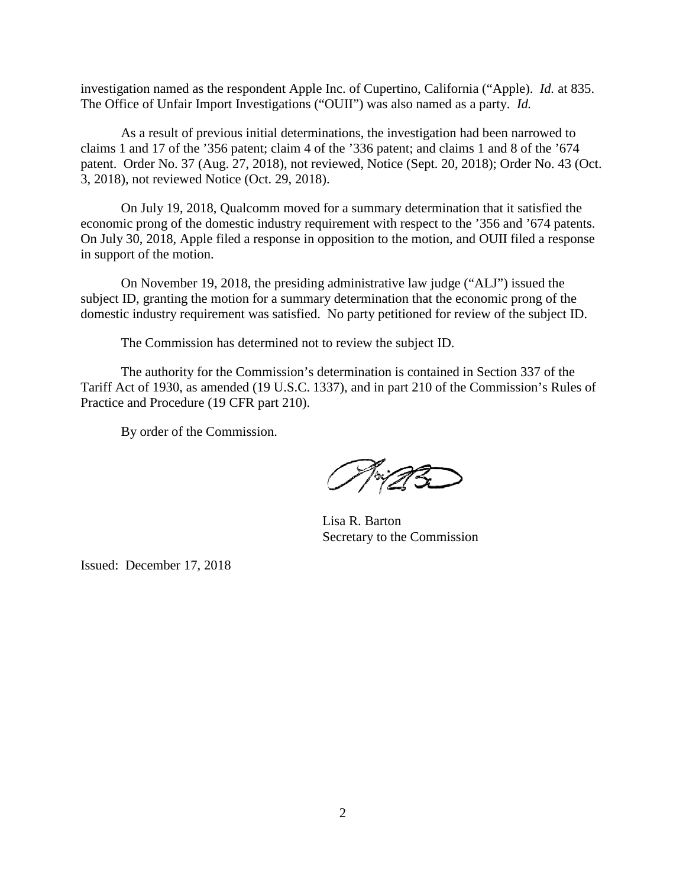investigation named as the respondent Apple Inc. of Cupertino, California ("Apple). *Id.* at 835. The Office of Unfair Import Investigations ("OUII") was also named as a party. *Id.*

As a result of previous initial determinations, the investigation had been narrowed to claims 1 and 17 of the '356 patent; claim 4 of the '336 patent; and claims 1 and 8 of the '674 patent. Order No. 37 (Aug. 27, 2018), not reviewed, Notice (Sept. 20, 2018); Order No. 43 (Oct. 3, 2018), not reviewed Notice (Oct. 29, 2018).

On July 19, 2018, Qualcomm moved for a summary determination that it satisfied the economic prong of the domestic industry requirement with respect to the '356 and '674 patents. On July 30, 2018, Apple filed a response in opposition to the motion, and OUII filed a response in support of the motion.

On November 19, 2018, the presiding administrative law judge ("ALJ") issued the subject ID, granting the motion for a summary determination that the economic prong of the domestic industry requirement was satisfied. No party petitioned for review of the subject ID.

The Commission has determined not to review the subject ID.

The authority for the Commission's determination is contained in Section 337 of the Tariff Act of 1930, as amended (19 U.S.C. 1337), and in part 210 of the Commission's Rules of Practice and Procedure (19 CFR part 210).

By order of the Commission.

Lisa R. Barton
Secretary to the Commission

Issued: December 17, 2018